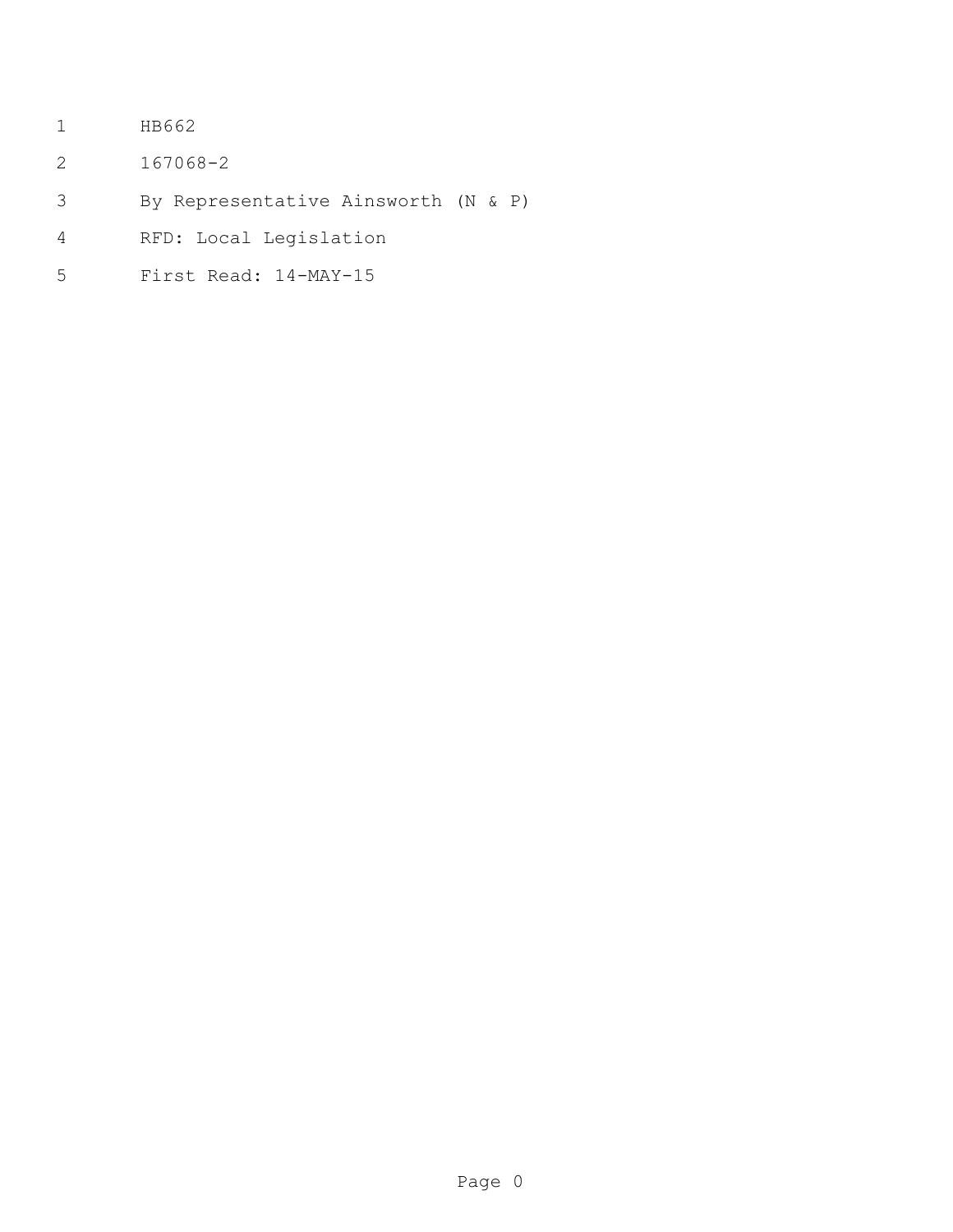HB662

167068-2

By Representative Ainsworth (N & P)

RFD: Local Legislation

First Read: 14-MAY-15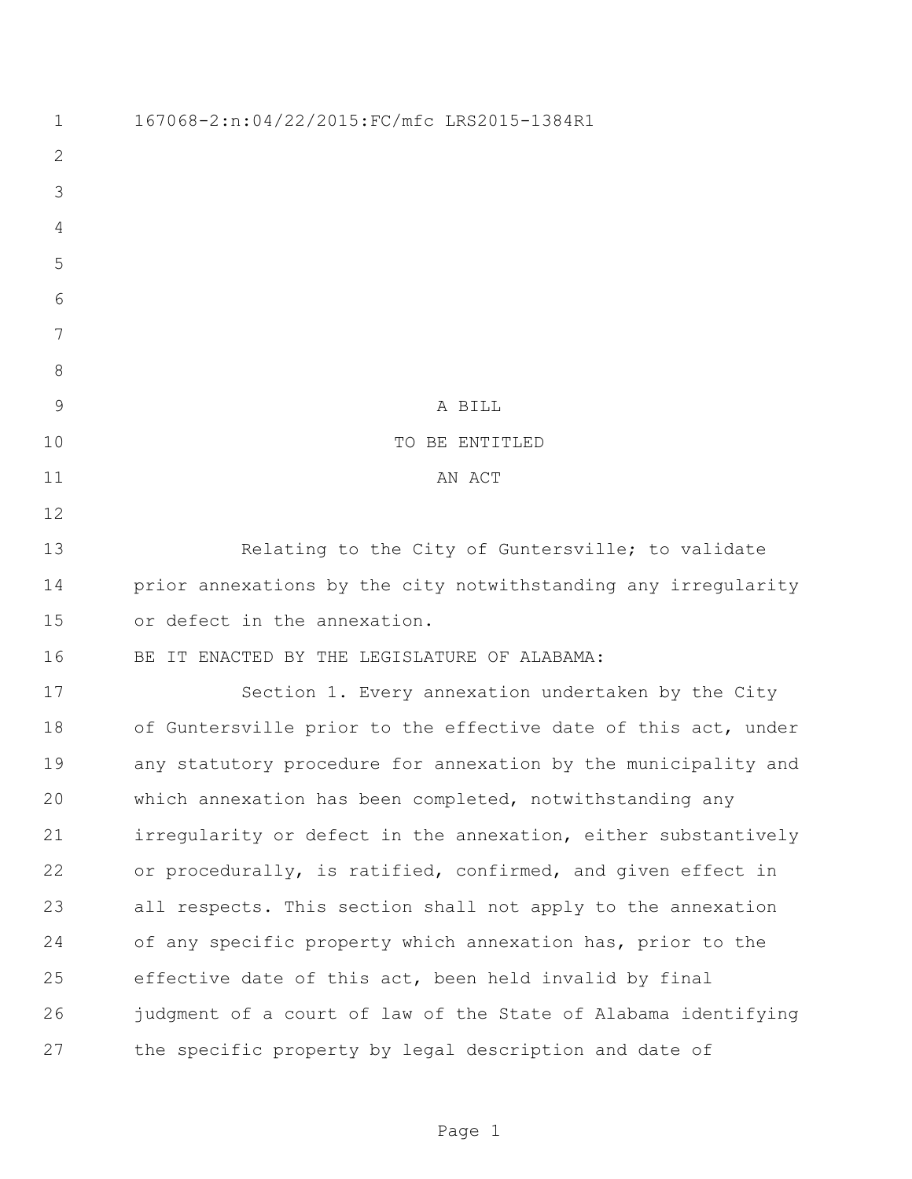167068-2:n:04/22/2015:FC/mfc LRS2015-1384R1

A BILL

TO BE ENTITLED

AN ACT

Relating to the City of Guntersville; to validate prior annexations by the city notwithstanding any irregularity or defect in the annexation.

BE IT ENACTED BY THE LEGISLATURE OF ALABAMA:

Section 1. Every annexation undertaken by the City of Guntersville prior to the effective date of this act, under any statutory procedure for annexation by the municipality and which annexation has been completed, notwithstanding any irregularity or defect in the annexation, either substantively or procedurally, is ratified, confirmed, and given effect in all respects. This section shall not apply to the annexation of any specific property which annexation has, prior to the effective date of this act, been held invalid by final judgment of a court of law of the State of Alabama identifying the specific property by legal description and date of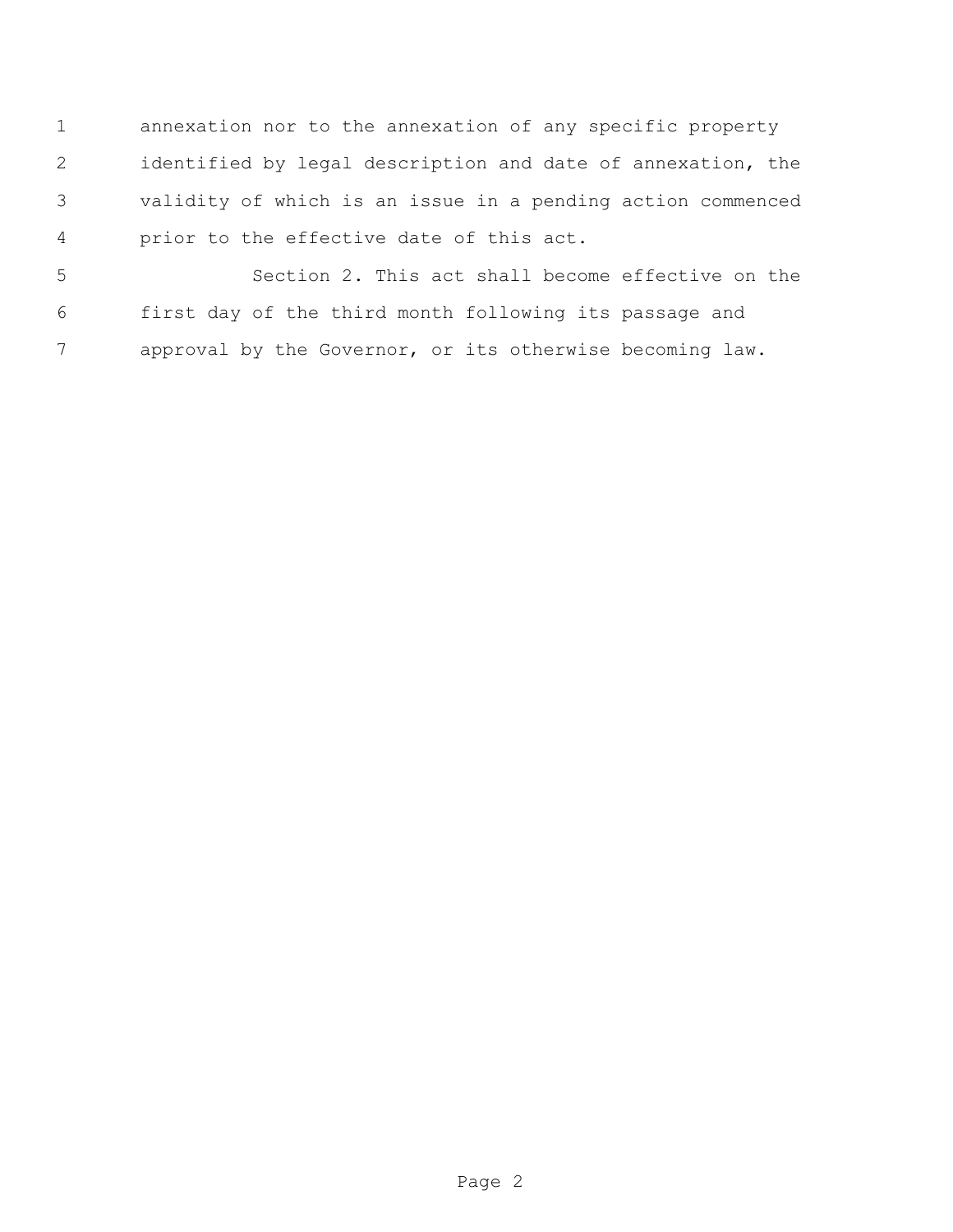annexation nor to the annexation of any specific property identified by legal description and date of annexation, the validity of which is an issue in a pending action commenced prior to the effective date of this act.

Section 2. This act shall become effective on the first day of the third month following its passage and approval by the Governor, or its otherwise becoming law.